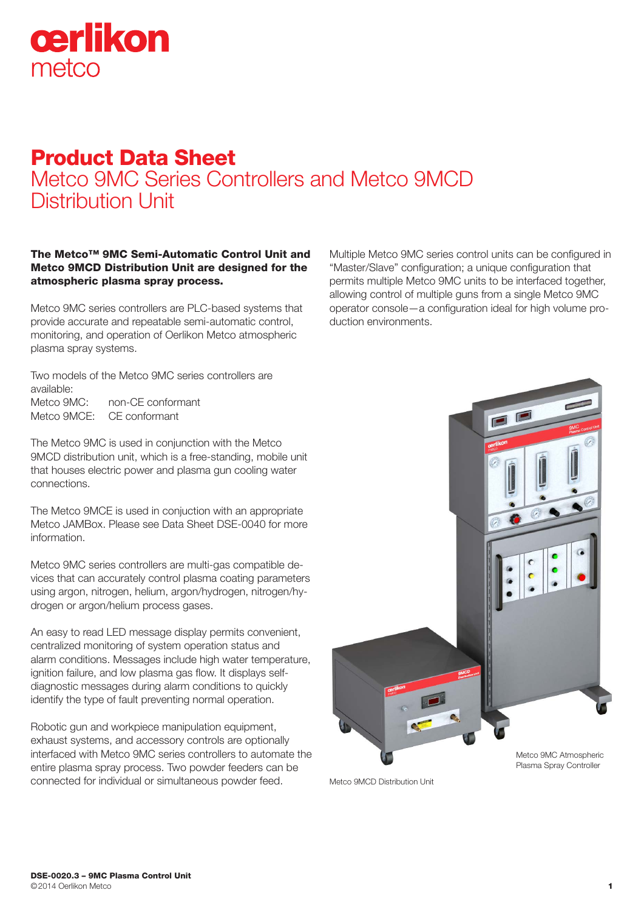# Product Data Sheet

## Metco 9MC Series Controllers and Metco 9MCD Distribution Unit

**The Metco™ 9MC Semi-Automatic Control Unit and Metco 9MCD Distribution Unit are designed for the atmospheric plasma spray process.**

Metco 9MC series controllers are PLC-based systems that provide accurate and repeatable semi-automatic control, monitoring, and operation of Oerlikon Metco atmospheric plasma spray systems.

Two models of the Metco 9MC series controllers are available:

| | |
|---|---|
| Metco 9MC: | non-CE conformant |
| Metco 9MCE: | CE conformant |

The Metco 9MC is used in conjunction with the Metco 9MCD distribution unit, which is a free-standing, mobile unit that houses electric power and plasma gun cooling water connections.

The Metco 9MCE is used in conjuction with an appropriate Metco JAMBox. Please see Data Sheet DSE-0040 for more information.

Metco 9MC series controllers are multi-gas compatible devices that can accurately control plasma coating parameters using argon, nitrogen, helium, argon/hydrogen, nitrogen/hydrogen or argon/helium process gases.

An easy to read LED message display permits convenient, centralized monitoring of system operation status and alarm conditions. Messages include high water temperature, ignition failure, and low plasma gas flow. It displays self-diagnostic messages during alarm conditions to quickly identify the type of fault preventing normal operation.

Robotic gun and workpiece manipulation equipment, exhaust systems, and accessory controls are optionally interfaced with Metco 9MC series controllers to automate the entire plasma spray process. Two powder feeders can be connected for individual or simultaneous powder feed.

Multiple Metco 9MC series control units can be configured in "Master/Slave" configuration; a unique configuration that permits multiple Metco 9MC units to be interfaced together, allowing control of multiple guns from a single Metco 9MC operator console—a configuration ideal for high volume production environments.

Metco 9MC Atmospheric Plasma Spray Controller

Metco 9MCD Distribution Unit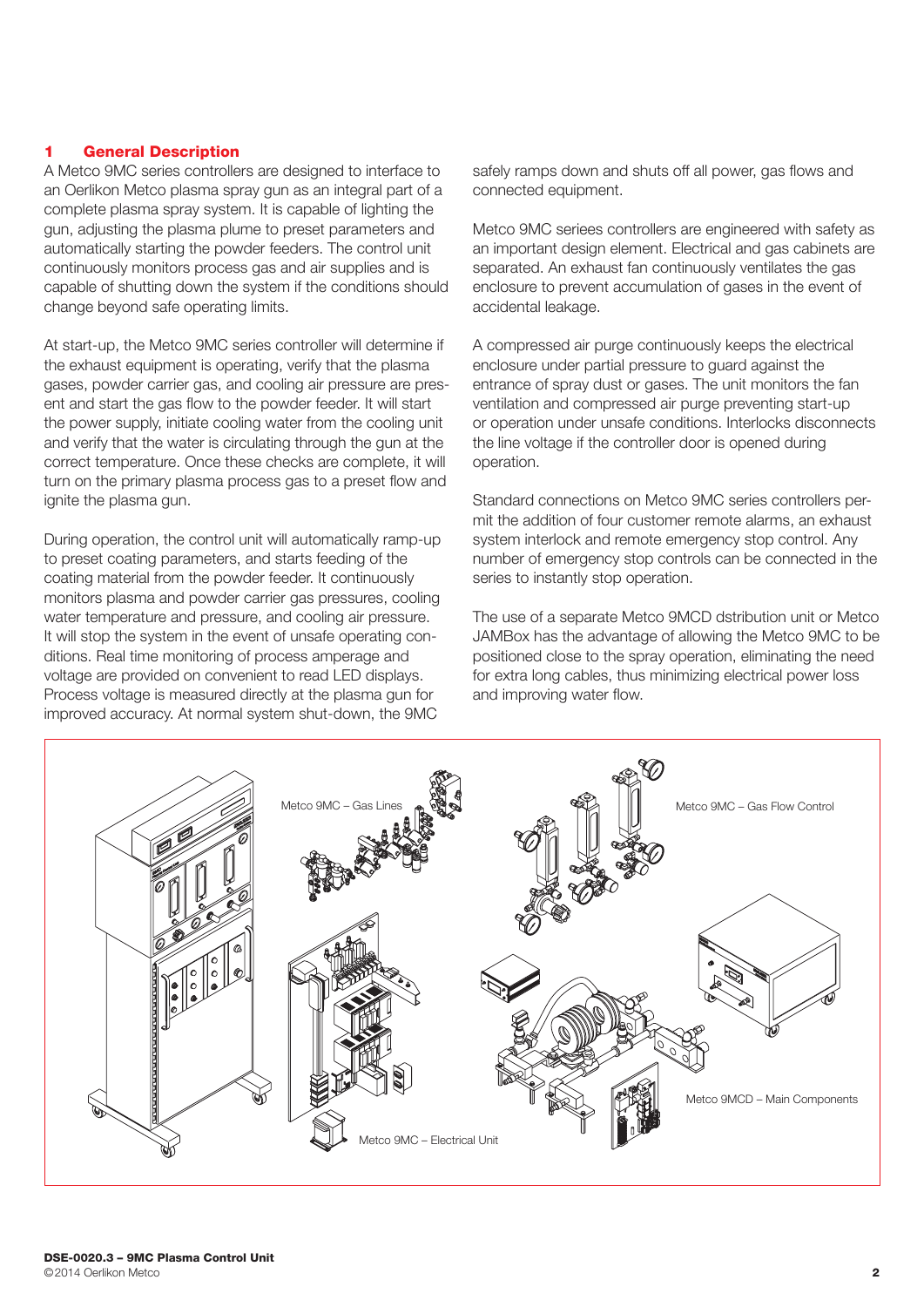## 1 General Description

A Metco 9MC series controllers are designed to interface to an Oerlikon Metco plasma spray gun as an integral part of a complete plasma spray system. It is capable of lighting the gun, adjusting the plasma plume to preset parameters and automatically starting the powder feeders. The control unit continuously monitors process gas and air supplies and is capable of shutting down the system if the conditions should change beyond safe operating limits.

At start-up, the Metco 9MC series controller will determine if the exhaust equipment is operating, verify that the plasma gases, powder carrier gas, and cooling air pressure are present and start the gas flow to the powder feeder. It will start the power supply, initiate cooling water from the cooling unit and verify that the water is circulating through the gun at the correct temperature. Once these checks are complete, it will turn on the primary plasma process gas to a preset flow and ignite the plasma gun.

During operation, the control unit will automatically ramp-up to preset coating parameters, and starts feeding of the coating material from the powder feeder. It continuously monitors plasma and powder carrier gas pressures, cooling water temperature and pressure, and cooling air pressure. It will stop the system in the event of unsafe operating conditions. Real time monitoring of process amperage and voltage are provided on convenient to read LED displays. Process voltage is measured directly at the plasma gun for improved accuracy. At normal system shut-down, the 9MC safely ramps down and shuts off all power, gas flows and connected equipment.

Metco 9MC seriees controllers are engineered with safety as an important design element. Electrical and gas cabinets are separated. An exhaust fan continuously ventilates the gas enclosure to prevent accumulation of gases in the event of accidental leakage.

A compressed air purge continuously keeps the electrical enclosure under partial pressure to guard against the entrance of spray dust or gases. The unit monitors the fan ventilation and compressed air purge preventing start-up or operation under unsafe conditions. Interlocks disconnects the line voltage if the controller door is opened during operation.

Standard connections on Metco 9MC series controllers permit the addition of four customer remote alarms, an exhaust system interlock and remote emergency stop control. Any number of emergency stop controls can be connected in the series to instantly stop operation.

The use of a separate Metco 9MCD dstribution unit or Metco JAMBox has the advantage of allowing the Metco 9MC to be positioned close to the spray operation, eliminating the need for extra long cables, thus minimizing electrical power loss and improving water flow.

Metco 9MC – Gas Lines

Metco 9MC – Gas Flow Control

Metco 9MC – Electrical Unit

Metco 9MCD – Main Components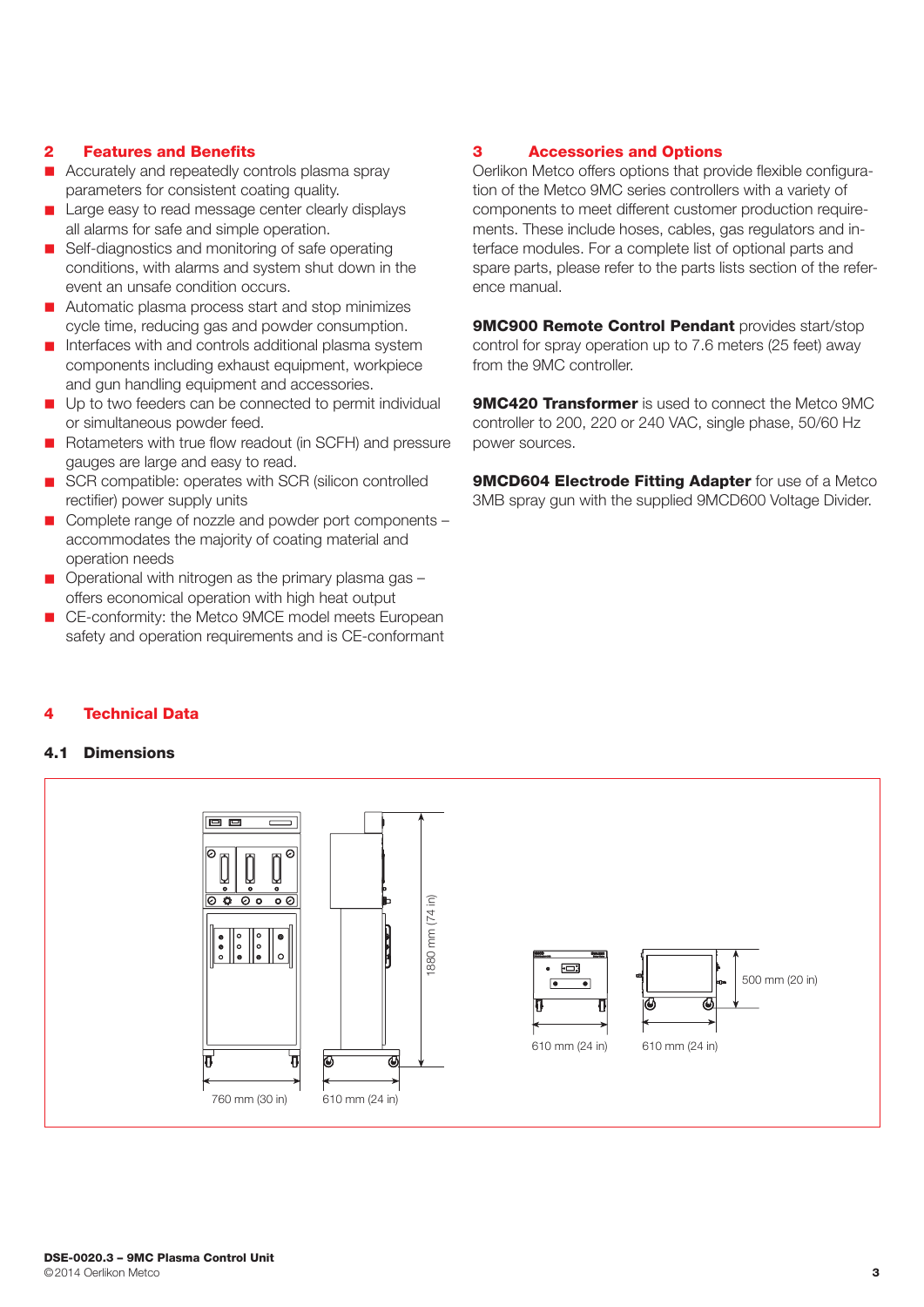## 2 Features and Benefits

- Accurately and repeatedly controls plasma spray parameters for consistent coating quality.
- Large easy to read message center clearly displays all alarms for safe and simple operation.
- Self-diagnostics and monitoring of safe operating conditions, with alarms and system shut down in the event an unsafe condition occurs.
- Automatic plasma process start and stop minimizes cycle time, reducing gas and powder consumption.
- Interfaces with and controls additional plasma system components including exhaust equipment, workpiece and gun handling equipment and accessories.
- Up to two feeders can be connected to permit individual or simultaneous powder feed.
- Rotameters with true flow readout (in SCFH) and pressure gauges are large and easy to read.
- SCR compatible: operates with SCR (silicon controlled rectifier) power supply units
- Complete range of nozzle and powder port components – accommodates the majority of coating material and operation needs
- Operational with nitrogen as the primary plasma gas – offers economical operation with high heat output
- CE-conformity: the Metco 9MCE model meets European safety and operation requirements and is CE-conformant

## 3 Accessories and Options

Oerlikon Metco offers options that provide flexible configuration of the Metco 9MC series controllers with a variety of components to meet different customer production requirements. These include hoses, cables, gas regulators and interface modules. For a complete list of optional parts and spare parts, please refer to the parts lists section of the reference manual.

**9MC900 Remote Control Pendant** provides start/stop control for spray operation up to 7.6 meters (25 feet) away from the 9MC controller.

**9MC420 Transformer** is used to connect the Metco 9MC controller to 200, 220 or 240 VAC, single phase, 50/60 Hz power sources.

**9MCD604 Electrode Fitting Adapter** for use of a Metco 3MB spray gun with the supplied 9MCD600 Voltage Divider.

## 4 Technical Data

### 4.1 Dimensions

1880 mm (74 in)

760 mm (30 in) 610 mm (24 in)

500 mm (20 in)

610 mm (24 in) 610 mm (24 in)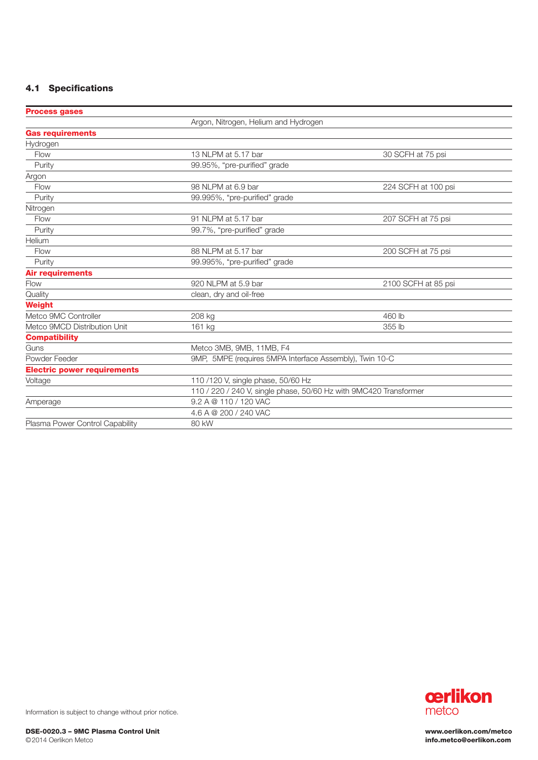## 4.1 Specifications

| | | |
|---|---|---|
| **Process gases** | | |
| | Argon, Nitrogen, Helium and Hydrogen | |
| **Gas requirements** | | |
| Hydrogen | | |
| Flow | 13 NLPM at 5.17 bar | 30 SCFH at 75 psi |
| Purity | 99.95%, “pre-purified” grade | |
| Argon | | |
| Flow | 98 NLPM at 6.9 bar | 224 SCFH at 100 psi |
| Purity | 99.995%, “pre-purified” grade | |
| Nitrogen | | |
| Flow | 91 NLPM at 5.17 bar | 207 SCFH at 75 psi |
| Purity | 99.7%, “pre-purified” grade | |
| Helium | | |
| Flow | 88 NLPM at 5.17 bar | 200 SCFH at 75 psi |
| Purity | 99.995%, “pre-purified” grade | |
| **Air requirements** | | |
| Flow | 920 NLPM at 5.9 bar | 2100 SCFH at 85 psi |
| Quality | clean, dry and oil-free | |
| **Weight** | | |
| Metco 9MC Controller | 208 kg | 460 lb |
| Metco 9MCD Distribution Unit | 161 kg | 355 lb |
| **Compatibility** | | |
| Guns | Metco 3MB, 9MB, 11MB, F4 | |
| Powder Feeder | 9MP, 5MPE (requires 5MPA Interface Assembly), Twin 10-C | |
| **Electric power requirements** | | |
| Voltage | 110 /120 V, single phase, 50/60 Hz | |
| | 110 / 220 / 240 V, single phase, 50/60 Hz with 9MC420 Transformer | |
| Amperage | 9.2 A @ 110 / 120 VAC | |
| | 4.6 A @ 200 / 240 VAC | |
| Plasma Power Control Capability | 80 kW | |

Information is subject to change without prior notice.

**DSE-0020.3 – 9MC Plasma Control Unit**
©2014 Oerlikon Metco

**www.oerlikon.com/metco**
**info.metco@oerlikon.com**